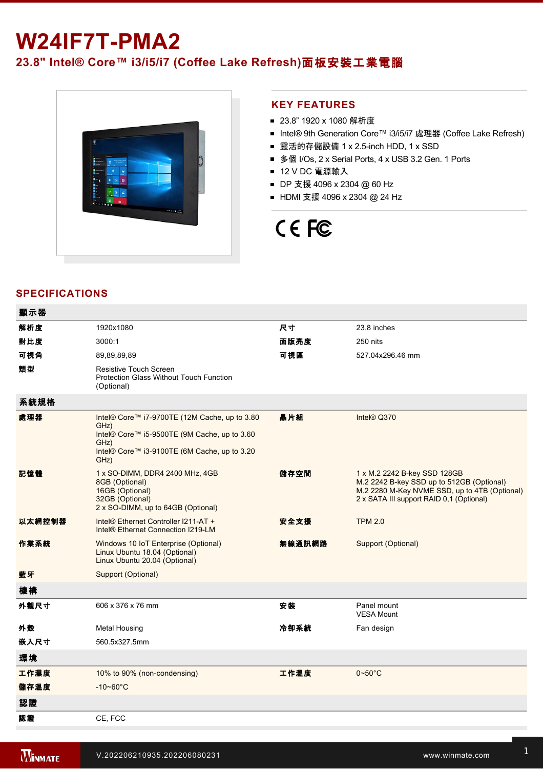# W24IF7T-PMA2

## 23.8" Intel® Core™ i3/i5/i7 (Coffee Lake Refresh)面板安裝工業電腦

## KEY FEATURES

- 23.8" 1920 x 1080 解析度
- Intel® 9th Generation Core™ i3/i5/i7 處理器 (Coffee Lake Refresh)
- 靈活的存儲設備 1 x 2.5-inch HDD, 1 x SSD
- 多個 I/Os, 2 x Serial Ports, 4 x USB 3.2 Gen. 1 Ports
- 12 V DC 電源輸入
- DP 支援 4096 x 2304 @ 60 Hz
- HDMI 支援 4096 x 2304 @ 24 Hz

## SPECIFICATIONS

| 顯示器 | | | |
|---|---|---|---|
| 解析度 | 1920x1080 | 尺寸 | 23.8 inches |
| 對比度 | 3000:1 | 面版亮度 | 250 nits |
| 可視角 | 89,89,89,89 | 可視區 | 527.04x296.46 mm |
| 類型 | Resistive Touch Screen<br>Protection Glass Without Touch Function (Optional) | | |
| **系統規格** | | | |
| 處理器 | Intel® Core™ i7-9700TE (12M Cache, up to 3.80 GHz)<br>Intel® Core™ i5-9500TE (9M Cache, up to 3.60 GHz)<br>Intel® Core™ i3-9100TE (6M Cache, up to 3.20 GHz) | 晶片組 | Intel® Q370 |
| 記憶體 | 1 x SO-DIMM, DDR4 2400 MHz, 4GB<br>8GB (Optional)<br>16GB (Optional)<br>32GB (Optional)<br>2 x SO-DIMM, up to 64GB (Optional) | 儲存空間 | 1 x M.2 2242 B-key SSD 128GB<br>M.2 2242 B-key SSD up to 512GB (Optional)<br>M.2 2280 M-Key NVME SSD, up to 4TB (Optional)<br>2 x SATA III support RAID 0,1 (Optional) |
| 以太網控制器 | Intel® Ethernet Controller I211-AT +<br>Intel® Ethernet Connection I219-LM | 安全支援 | TPM 2.0 |
| 作業系統 | Windows 10 IoT Enterprise (Optional)<br>Linux Ubuntu 18.04 (Optional)<br>Linux Ubuntu 20.04 (Optional) | 無線通訊網路 | Support (Optional) |
| 藍牙 | Support (Optional) | | |
| **機構** | | | |
| 外觀尺寸 | 606 x 376 x 76 mm | 安裝 | Panel mount<br>VESA Mount |
| 外殼 | Metal Housing | 冷卻系統 | Fan design |
| 嵌入尺寸 | 560.5x327.5mm | | |
| **環境** | | | |
| 工作濕度 | 10% to 90% (non-condensing) | 工作溫度 | 0~50°C |
| 儲存溫度 | -10~60°C | | |
| **認證** | | | |
| 認證 | CE, FCC | | |

V.202206210935.202206080231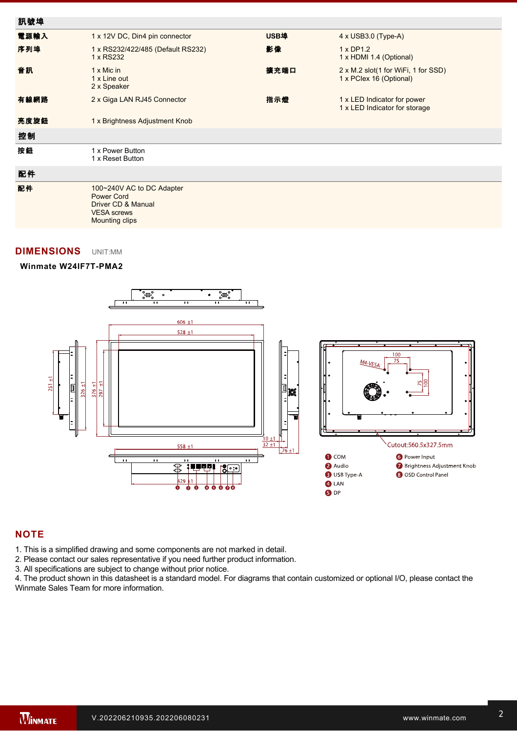## 訊號埠

| | | | |
|---|---|---|---|
| **電源輸入** | 1 x 12V DC, Din4 pin connector | **USB埠** | 4 x USB3.0 (Type-A) |
| **序列埠** | 1 x RS232/422/485 (Default RS232)<br>1 x RS232 | **影像** | 1 x DP1.2<br>1 x HDMI 1.4 (Optional) |
| **音訊** | 1 x Mic in<br>1 x Line out<br>2 x Speaker | **擴充端口** | 2 x M.2 slot(1 for WiFi, 1 for SSD)<br>1 x PCIex 16 (Optional) |
| **有線網路** | 2 x Giga LAN RJ45 Connector | **指示燈** | 1 x LED Indicator for power<br>1 x LED Indicator for storage |
| **亮度旋鈕** | 1 x Brightness Adjustment Knob | | |

## 控制

| | |
|---|---|
| **按鈕** | 1 x Power Button<br>1 x Reset Button |

## 配件

| | |
|---|---|
| **配件** | 100~240V AC to DC Adapter<br>Power Cord<br>Driver CD & Manual<br>VESA screws<br>Mounting clips |

## DIMENSIONS UNIT:MM

**Winmate W24IF7T-PMA2**

606 ±1
528 ±1
251 ±1
326 ±1
376 ±1
297 ±1
10 ±1
32 ±1
76 ±1
558 ±1
429 ±1
M4-VESA
100
75
75
100
Cutout:560.5x327.5mm

1 COM
2 Audio
3 USB Type-A
4 LAN
5 DP
6 Power Input
7 Brightness Adjustment Knob
8 OSD Control Panel

## NOTE

1. This is a simplified drawing and some components are not marked in detail.
2. Please contact our sales representative if you need further product information.
3. All specifications are subject to change without prior notice.
4. The product shown in this datasheet is a standard model. For diagrams that contain customized or optional I/O, please contact the Winmate Sales Team for more information.